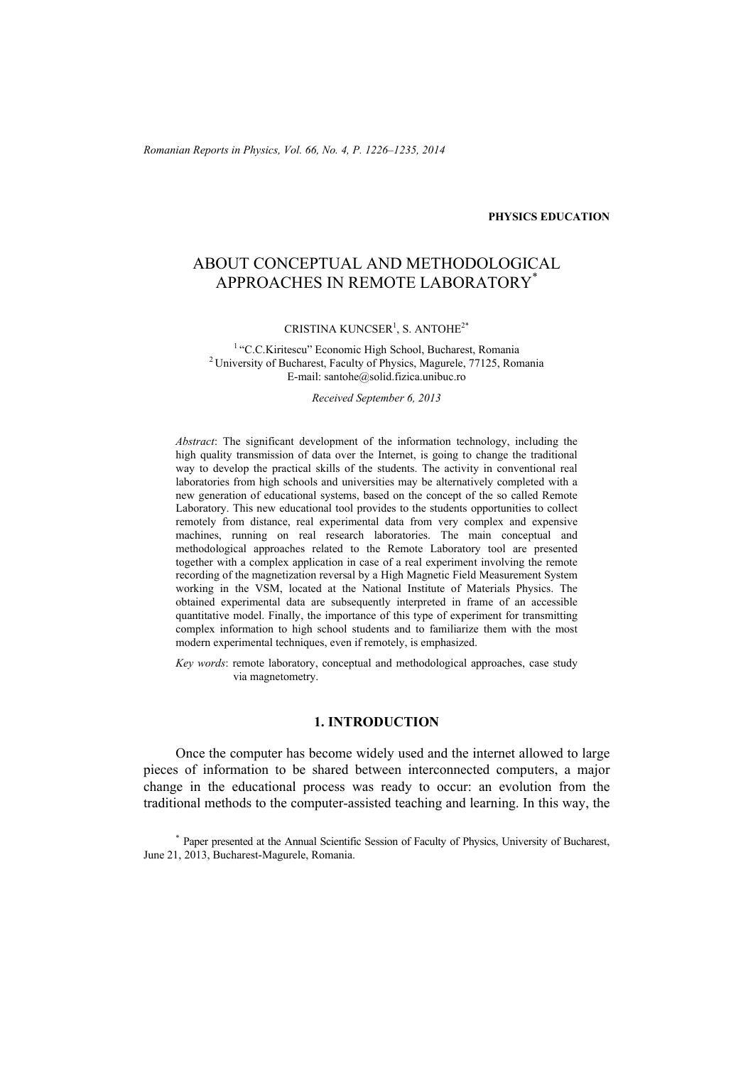PHYSICS EDUCATION

# ABOUT CONCEPTUAL AND METHODOLOGICAL APPROACHES IN REMOTE LABORATORY*

CRISTINA KUNCSER[1], S. ANTOHE[2*]

[1] "C.C.Kiritescu" Economic High School, Bucharest, Romania
[2] University of Bucharest, Faculty of Physics, Magurele, 77125, Romania
E-mail: santohe@solid.fizica.unibuc.ro

*Received September 6, 2013*

*Abstract*: The significant development of the information technology, including the high quality transmission of data over the Internet, is going to change the traditional way to develop the practical skills of the students. The activity in conventional real laboratories from high schools and universities may be alternatively completed with a new generation of educational systems, based on the concept of the so called Remote Laboratory. This new educational tool provides to the students opportunities to collect remotely from distance, real experimental data from very complex and expensive machines, running on real research laboratories. The main conceptual and methodological approaches related to the Remote Laboratory tool are presented together with a complex application in case of a real experiment involving the remote recording of the magnetization reversal by a High Magnetic Field Measurement System working in the VSM, located at the National Institute of Materials Physics. The obtained experimental data are subsequently interpreted in frame of an accessible quantitative model. Finally, the importance of this type of experiment for transmitting complex information to high school students and to familiarize them with the most modern experimental techniques, even if remotely, is emphasized.

*Key words*: remote laboratory, conceptual and methodological approaches, case study via magnetometry.

## 1. INTRODUCTION

Once the computer has become widely used and the internet allowed to large pieces of information to be shared between interconnected computers, a major change in the educational process was ready to occur: an evolution from the traditional methods to the computer-assisted teaching and learning. In this way, the

* Paper presented at the Annual Scientific Session of Faculty of Physics, University of Bucharest, June 21, 2013, Bucharest-Magurele, Romania.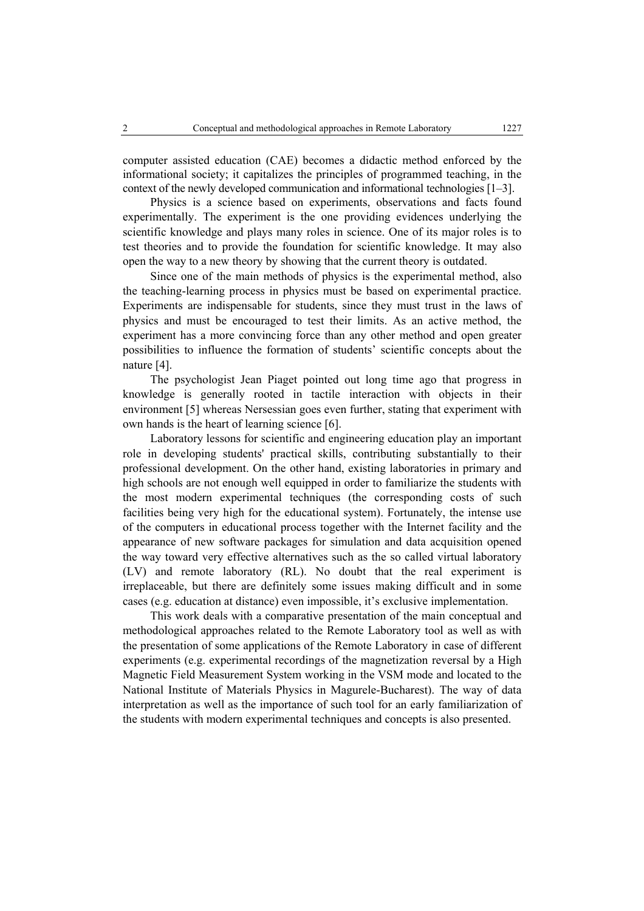computer assisted education (CAE) becomes a didactic method enforced by the informational society; it capitalizes the principles of programmed teaching, in the context of the newly developed communication and informational technologies [1–3].

Physics is a science based on experiments, observations and facts found experimentally. The experiment is the one providing evidences underlying the scientific knowledge and plays many roles in science. One of its major roles is to test theories and to provide the foundation for scientific knowledge. It may also open the way to a new theory by showing that the current theory is outdated.

Since one of the main methods of physics is the experimental method, also the teaching-learning process in physics must be based on experimental practice. Experiments are indispensable for students, since they must trust in the laws of physics and must be encouraged to test their limits. As an active method, the experiment has a more convincing force than any other method and open greater possibilities to influence the formation of students' scientific concepts about the nature [4].

The psychologist Jean Piaget pointed out long time ago that progress in knowledge is generally rooted in tactile interaction with objects in their environment [5] whereas Nersessian goes even further, stating that experiment with own hands is the heart of learning science [6].

Laboratory lessons for scientific and engineering education play an important role in developing students' practical skills, contributing substantially to their professional development. On the other hand, existing laboratories in primary and high schools are not enough well equipped in order to familiarize the students with the most modern experimental techniques (the corresponding costs of such facilities being very high for the educational system). Fortunately, the intense use of the computers in educational process together with the Internet facility and the appearance of new software packages for simulation and data acquisition opened the way toward very effective alternatives such as the so called virtual laboratory (LV) and remote laboratory (RL). No doubt that the real experiment is irreplaceable, but there are definitely some issues making difficult and in some cases (e.g. education at distance) even impossible, it's exclusive implementation.

This work deals with a comparative presentation of the main conceptual and methodological approaches related to the Remote Laboratory tool as well as with the presentation of some applications of the Remote Laboratory in case of different experiments (e.g. experimental recordings of the magnetization reversal by a High Magnetic Field Measurement System working in the VSM mode and located to the National Institute of Materials Physics in Magurele-Bucharest). The way of data interpretation as well as the importance of such tool for an early familiarization of the students with modern experimental techniques and concepts is also presented.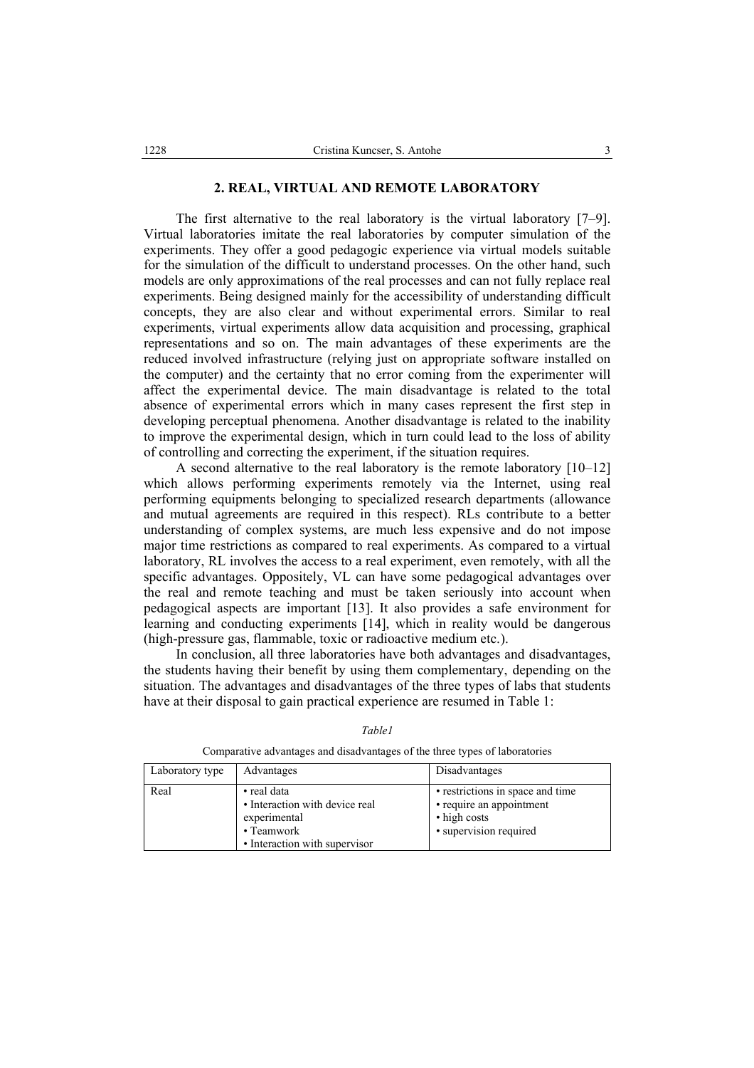## 2. REAL, VIRTUAL AND REMOTE LABORATORY

The first alternative to the real laboratory is the virtual laboratory [7–9]. Virtual laboratories imitate the real laboratories by computer simulation of the experiments. They offer a good pedagogic experience via virtual models suitable for the simulation of the difficult to understand processes. On the other hand, such models are only approximations of the real processes and can not fully replace real experiments. Being designed mainly for the accessibility of understanding difficult concepts, they are also clear and without experimental errors. Similar to real experiments, virtual experiments allow data acquisition and processing, graphical representations and so on. The main advantages of these experiments are the reduced involved infrastructure (relying just on appropriate software installed on the computer) and the certainty that no error coming from the experimenter will affect the experimental device. The main disadvantage is related to the total absence of experimental errors which in many cases represent the first step in developing perceptual phenomena. Another disadvantage is related to the inability to improve the experimental design, which in turn could lead to the loss of ability of controlling and correcting the experiment, if the situation requires.

A second alternative to the real laboratory is the remote laboratory [10–12] which allows performing experiments remotely via the Internet, using real performing equipments belonging to specialized research departments (allowance and mutual agreements are required in this respect). RLs contribute to a better understanding of complex systems, are much less expensive and do not impose major time restrictions as compared to real experiments. As compared to a virtual laboratory, RL involves the access to a real experiment, even remotely, with all the specific advantages. Oppositely, VL can have some pedagogical advantages over the real and remote teaching and must be taken seriously into account when pedagogical aspects are important [13]. It also provides a safe environment for learning and conducting experiments [14], which in reality would be dangerous (high-pressure gas, flammable, toxic or radioactive medium etc.).

In conclusion, all three laboratories have both advantages and disadvantages, the students having their benefit by using them complementary, depending on the situation. The advantages and disadvantages of the three types of labs that students have at their disposal to gain practical experience are resumed in Table 1:

*Table1*

Comparative advantages and disadvantages of the three types of laboratories

| Laboratory type | Advantages | Disadvantages |
|---|---|---|
| Real | • real data<br>• Interaction with device real experimental<br>• Teamwork<br>• Interaction with supervisor | • restrictions in space and time<br>• require an appointment<br>• high costs<br>• supervision required |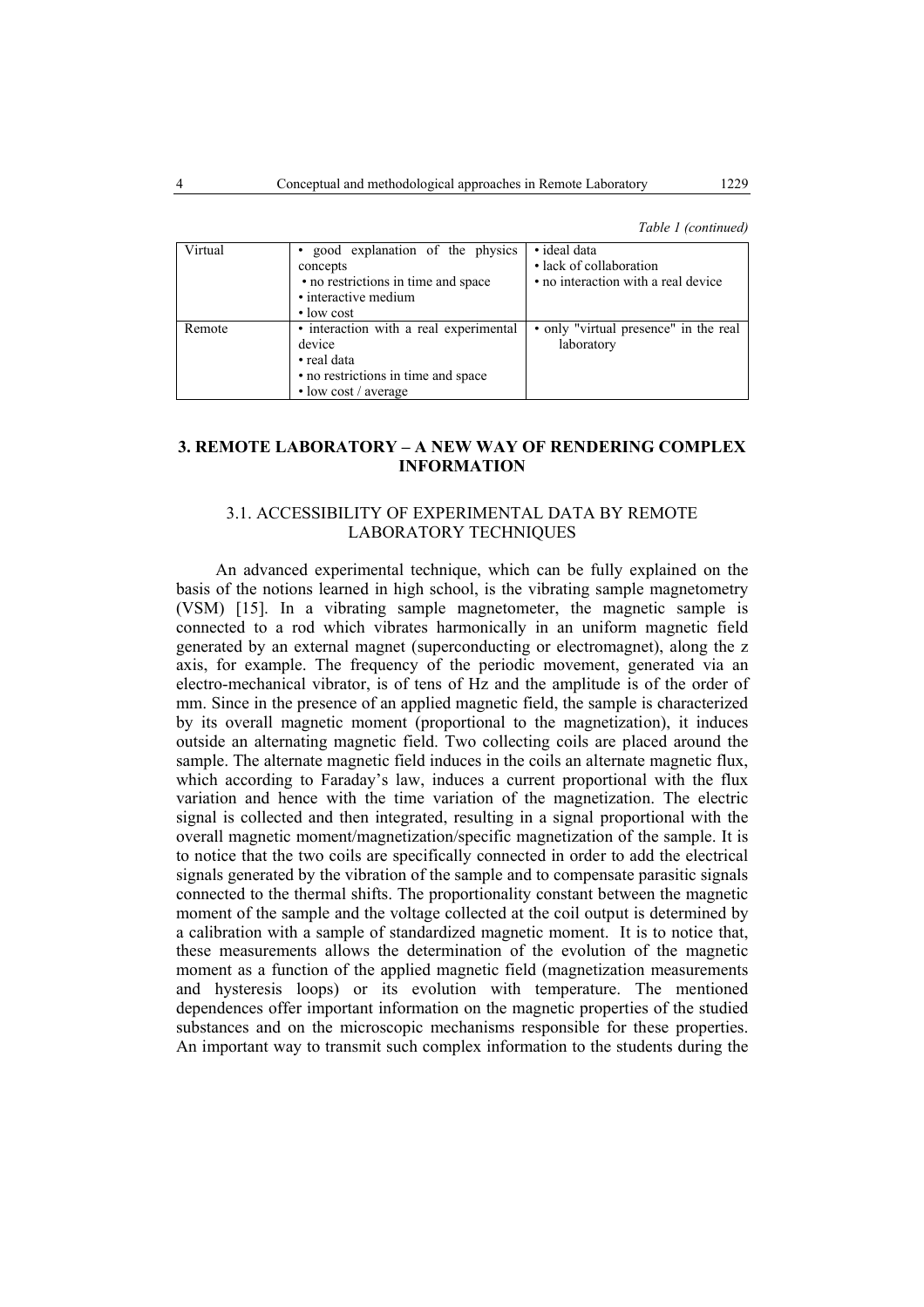*Table 1 (continued)*

| | | |
|---|---|---|
| Virtual | • good explanation of the physics concepts<br>• no restrictions in time and space<br>• interactive medium<br>• low cost | • ideal data<br>• lack of collaboration<br>• no interaction with a real device |
| Remote | • interaction with a real experimental device<br>• real data<br>• no restrictions in time and space<br>• low cost / average | • only "virtual presence" in the real laboratory |

## 3. REMOTE LABORATORY – A NEW WAY OF RENDERING COMPLEX INFORMATION

### 3.1. ACCESSIBILITY OF EXPERIMENTAL DATA BY REMOTE LABORATORY TECHNIQUES

An advanced experimental technique, which can be fully explained on the basis of the notions learned in high school, is the vibrating sample magnetometry (VSM) [15]. In a vibrating sample magnetometer, the magnetic sample is connected to a rod which vibrates harmonically in an uniform magnetic field generated by an external magnet (superconducting or electromagnet), along the z axis, for example. The frequency of the periodic movement, generated via an electro-mechanical vibrator, is of tens of Hz and the amplitude is of the order of mm. Since in the presence of an applied magnetic field, the sample is characterized by its overall magnetic moment (proportional to the magnetization), it induces outside an alternating magnetic field. Two collecting coils are placed around the sample. The alternate magnetic field induces in the coils an alternate magnetic flux, which according to Faraday's law, induces a current proportional with the flux variation and hence with the time variation of the magnetization. The electric signal is collected and then integrated, resulting in a signal proportional with the overall magnetic moment/magnetization/specific magnetization of the sample. It is to notice that the two coils are specifically connected in order to add the electrical signals generated by the vibration of the sample and to compensate parasitic signals connected to the thermal shifts. The proportionality constant between the magnetic moment of the sample and the voltage collected at the coil output is determined by a calibration with a sample of standardized magnetic moment. It is to notice that, these measurements allows the determination of the evolution of the magnetic moment as a function of the applied magnetic field (magnetization measurements and hysteresis loops) or its evolution with temperature. The mentioned dependences offer important information on the magnetic properties of the studied substances and on the microscopic mechanisms responsible for these properties. An important way to transmit such complex information to the students during the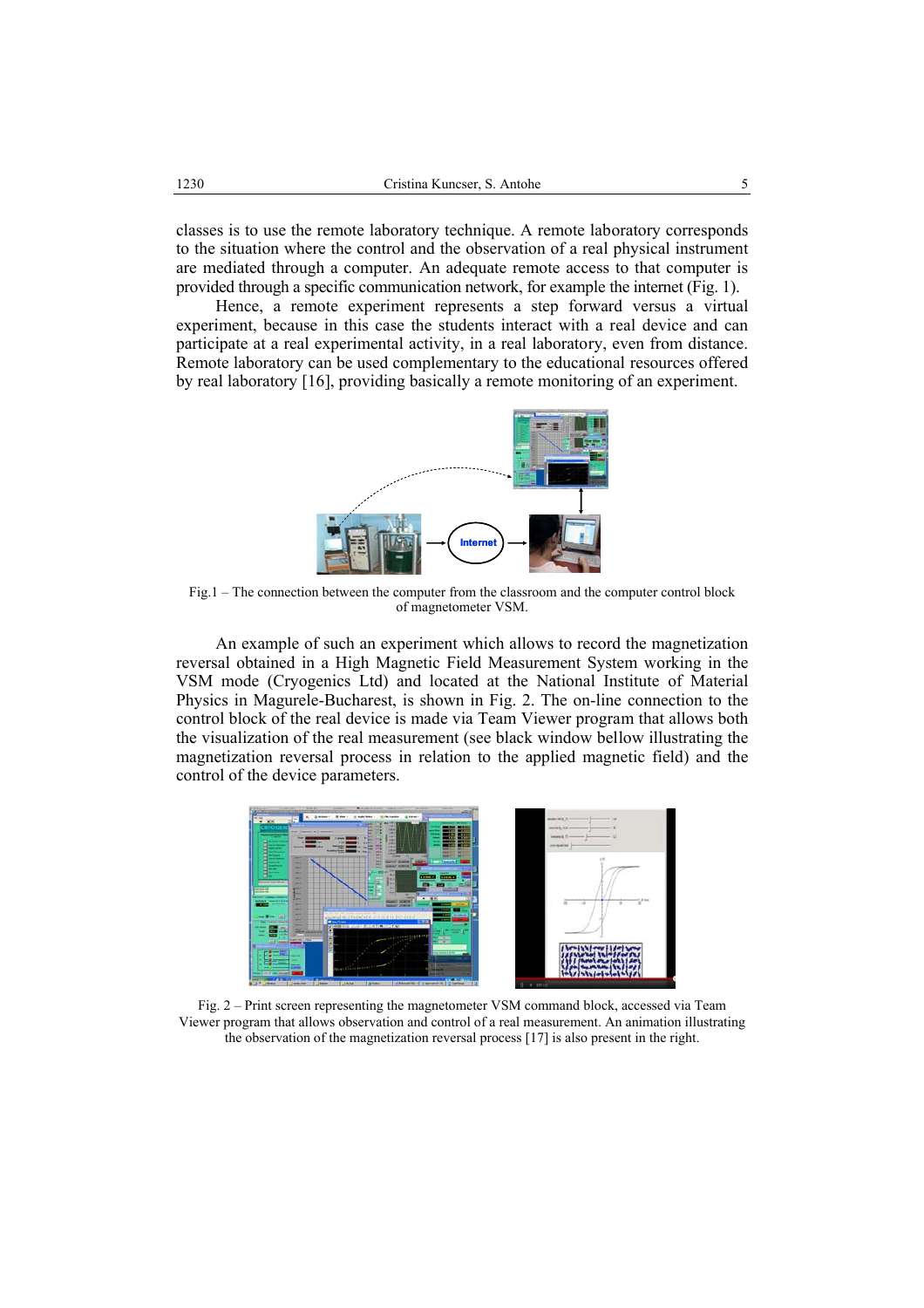classes is to use the remote laboratory technique. A remote laboratory corresponds to the situation where the control and the observation of a real physical instrument are mediated through a computer. An adequate remote access to that computer is provided through a specific communication network, for example the internet (Fig. 1).

Hence, a remote experiment represents a step forward versus a virtual experiment, because in this case the students interact with a real device and can participate at a real experimental activity, in a real laboratory, even from distance. Remote laboratory can be used complementary to the educational resources offered by real laboratory [16], providing basically a remote monitoring of an experiment.

Fig.1 – The connection between the computer from the classroom and the computer control block of magnetometer VSM.

An example of such an experiment which allows to record the magnetization reversal obtained in a High Magnetic Field Measurement System working in the VSM mode (Cryogenics Ltd) and located at the National Institute of Material Physics in Magurele-Bucharest, is shown in Fig. 2. The on-line connection to the control block of the real device is made via Team Viewer program that allows both the visualization of the real measurement (see black window bellow illustrating the magnetization reversal process in relation to the applied magnetic field) and the control of the device parameters.

Fig. 2 – Print screen representing the magnetometer VSM command block, accessed via Team Viewer program that allows observation and control of a real measurement. An animation illustrating the observation of the magnetization reversal process [17] is also present in the right.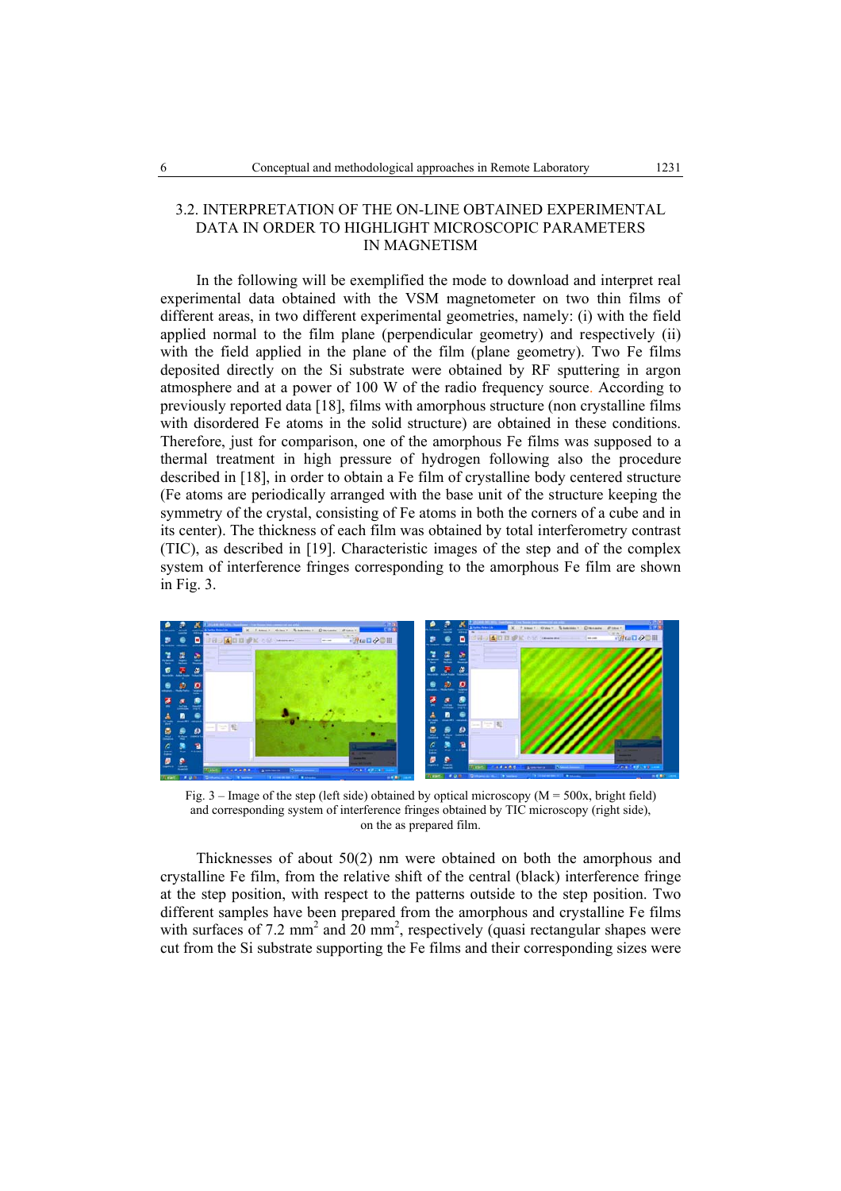### 3.2. INTERPRETATION OF THE ON-LINE OBTAINED EXPERIMENTAL DATA IN ORDER TO HIGHLIGHT MICROSCOPIC PARAMETERS IN MAGNETISM

In the following will be exemplified the mode to download and interpret real experimental data obtained with the VSM magnetometer on two thin films of different areas, in two different experimental geometries, namely: (i) with the field applied normal to the film plane (perpendicular geometry) and respectively (ii) with the field applied in the plane of the film (plane geometry). Two Fe films deposited directly on the Si substrate were obtained by RF sputtering in argon atmosphere and at a power of 100 W of the radio frequency source. According to previously reported data [18], films with amorphous structure (non crystalline films with disordered Fe atoms in the solid structure) are obtained in these conditions. Therefore, just for comparison, one of the amorphous Fe films was supposed to a thermal treatment in high pressure of hydrogen following also the procedure described in [18], in order to obtain a Fe film of crystalline body centered structure (Fe atoms are periodically arranged with the base unit of the structure keeping the symmetry of the crystal, consisting of Fe atoms in both the corners of a cube and in its center). The thickness of each film was obtained by total interferometry contrast (TIC), as described in [19]. Characteristic images of the step and of the complex system of interference fringes corresponding to the amorphous Fe film are shown in Fig. 3.

Fig. 3 – Image of the step (left side) obtained by optical microscopy (M = 500x, bright field) and corresponding system of interference fringes obtained by TIC microscopy (right side), on the as prepared film.

Thicknesses of about 50(2) nm were obtained on both the amorphous and crystalline Fe film, from the relative shift of the central (black) interference fringe at the step position, with respect to the patterns outside to the step position. Two different samples have been prepared from the amorphous and crystalline Fe films with surfaces of 7.2 mm$^2$ and 20 mm$^2$, respectively (quasi rectangular shapes were cut from the Si substrate supporting the Fe films and their corresponding sizes were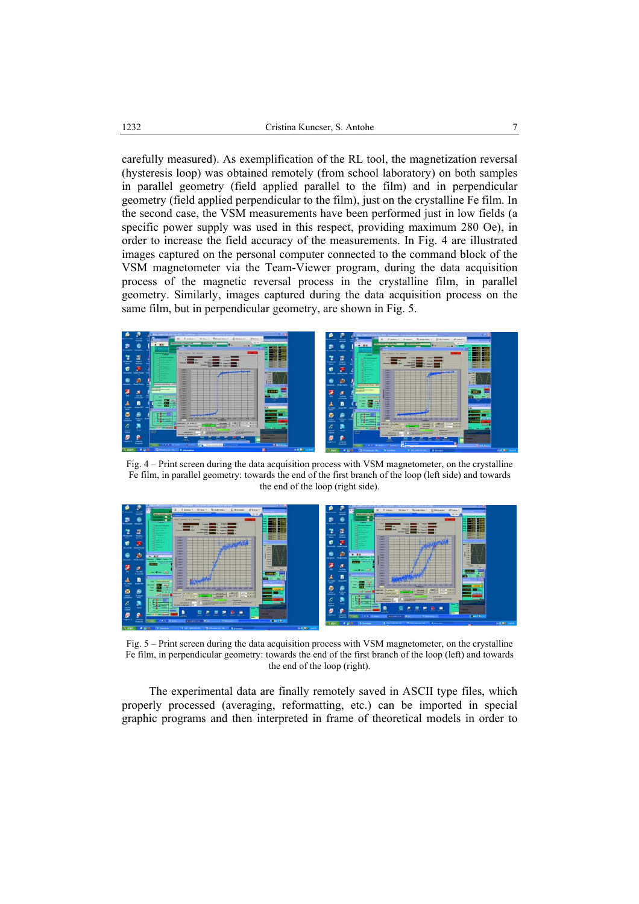carefully measured). As exemplification of the RL tool, the magnetization reversal (hysteresis loop) was obtained remotely (from school laboratory) on both samples in parallel geometry (field applied parallel to the film) and in perpendicular geometry (field applied perpendicular to the film), just on the crystalline Fe film. In the second case, the VSM measurements have been performed just in low fields (a specific power supply was used in this respect, providing maximum 280 Oe), in order to increase the field accuracy of the measurements. In Fig. 4 are illustrated images captured on the personal computer connected to the command block of the VSM magnetometer via the Team-Viewer program, during the data acquisition process of the magnetic reversal process in the crystalline film, in parallel geometry. Similarly, images captured during the data acquisition process on the same film, but in perpendicular geometry, are shown in Fig. 5.

Fig. 4 – Print screen during the data acquisition process with VSM magnetometer, on the crystalline Fe film, in parallel geometry: towards the end of the first branch of the loop (left side) and towards the end of the loop (right side).

Fig. 5 – Print screen during the data acquisition process with VSM magnetometer, on the crystalline Fe film, in perpendicular geometry: towards the end of the first branch of the loop (left) and towards the end of the loop (right).

The experimental data are finally remotely saved in ASCII type files, which properly processed (averaging, reformatting, etc.) can be imported in special graphic programs and then interpreted in frame of theoretical models in order to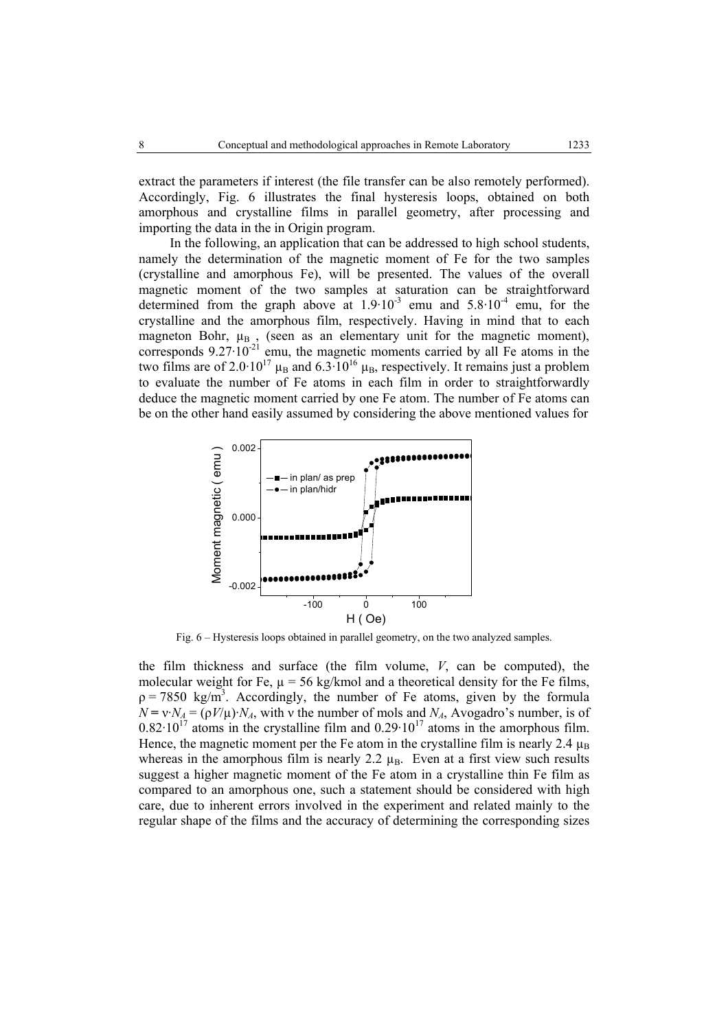extract the parameters if interest (the file transfer can be also remotely performed). Accordingly, Fig. 6 illustrates the final hysteresis loops, obtained on both amorphous and crystalline films in parallel geometry, after processing and importing the data in the in Origin program.

In the following, an application that can be addressed to high school students, namely the determination of the magnetic moment of Fe for the two samples (crystalline and amorphous Fe), will be presented. The values of the overall magnetic moment of the two samples at saturation can be straightforward determined from the graph above at $1.9 \cdot 10^{-3}$ emu and $5.8 \cdot 10^{-4}$ emu, for the crystalline and the amorphous film, respectively. Having in mind that to each magneton Bohr, $\mu_B$ , (seen as an elementary unit for the magnetic moment), corresponds $9.27 \cdot 10^{-21}$ emu, the magnetic moments carried by all Fe atoms in the two films are of $2.0 \cdot 10^{17}$ $\mu_B$ and $6.3 \cdot 10^{16}$ $\mu_B$, respectively. It remains just a problem to evaluate the number of Fe atoms in each film in order to straightforwardly deduce the magnetic moment carried by one Fe atom. The number of Fe atoms can be on the other hand easily assumed by considering the above mentioned values for

Fig. 6 – Hysteresis loops obtained in parallel geometry, on the two analyzed samples.

the film thickness and surface (the film volume, $V$, can be computed), the molecular weight for Fe, $\mu$ = 56 kg/kmol and a theoretical density for the Fe films, $\rho$ = 7850 kg/m$^3$. Accordingly, the number of Fe atoms, given by the formula $N = \nu \cdot N_A = (\rho V/\mu) \cdot N_A$, with $\nu$ the number of mols and $N_A$, Avogadro's number, is of $0.82 \cdot 10^{17}$ atoms in the crystalline film and $0.29 \cdot 10^{17}$ atoms in the amorphous film. Hence, the magnetic moment per the Fe atom in the crystalline film is nearly 2.4 $\mu_B$ whereas in the amorphous film is nearly 2.2 $\mu_B$. Even at a first view such results suggest a higher magnetic moment of the Fe atom in a crystalline thin Fe film as compared to an amorphous one, such a statement should be considered with high care, due to inherent errors involved in the experiment and related mainly to the regular shape of the films and the accuracy of determining the corresponding sizes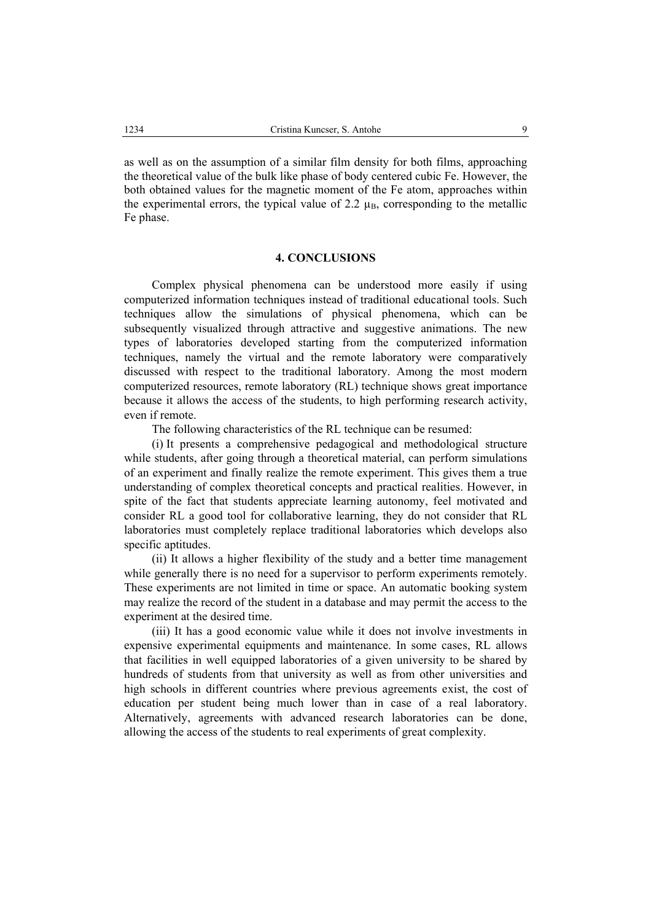as well as on the assumption of a similar film density for both films, approaching the theoretical value of the bulk like phase of body centered cubic Fe. However, the both obtained values for the magnetic moment of the Fe atom, approaches within the experimental errors, the typical value of 2.2 $\mu_B$, corresponding to the metallic Fe phase.

## 4. CONCLUSIONS

Complex physical phenomena can be understood more easily if using computerized information techniques instead of traditional educational tools. Such techniques allow the simulations of physical phenomena, which can be subsequently visualized through attractive and suggestive animations. The new types of laboratories developed starting from the computerized information techniques, namely the virtual and the remote laboratory were comparatively discussed with respect to the traditional laboratory. Among the most modern computerized resources, remote laboratory (RL) technique shows great importance because it allows the access of the students, to high performing research activity, even if remote.

The following characteristics of the RL technique can be resumed:

(i) It presents a comprehensive pedagogical and methodological structure while students, after going through a theoretical material, can perform simulations of an experiment and finally realize the remote experiment. This gives them a true understanding of complex theoretical concepts and practical realities. However, in spite of the fact that students appreciate learning autonomy, feel motivated and consider RL a good tool for collaborative learning, they do not consider that RL laboratories must completely replace traditional laboratories which develops also specific aptitudes.

(ii) It allows a higher flexibility of the study and a better time management while generally there is no need for a supervisor to perform experiments remotely. These experiments are not limited in time or space. An automatic booking system may realize the record of the student in a database and may permit the access to the experiment at the desired time.

(iii) It has a good economic value while it does not involve investments in expensive experimental equipments and maintenance. In some cases, RL allows that facilities in well equipped laboratories of a given university to be shared by hundreds of students from that university as well as from other universities and high schools in different countries where previous agreements exist, the cost of education per student being much lower than in case of a real laboratory. Alternatively, agreements with advanced research laboratories can be done, allowing the access of the students to real experiments of great complexity.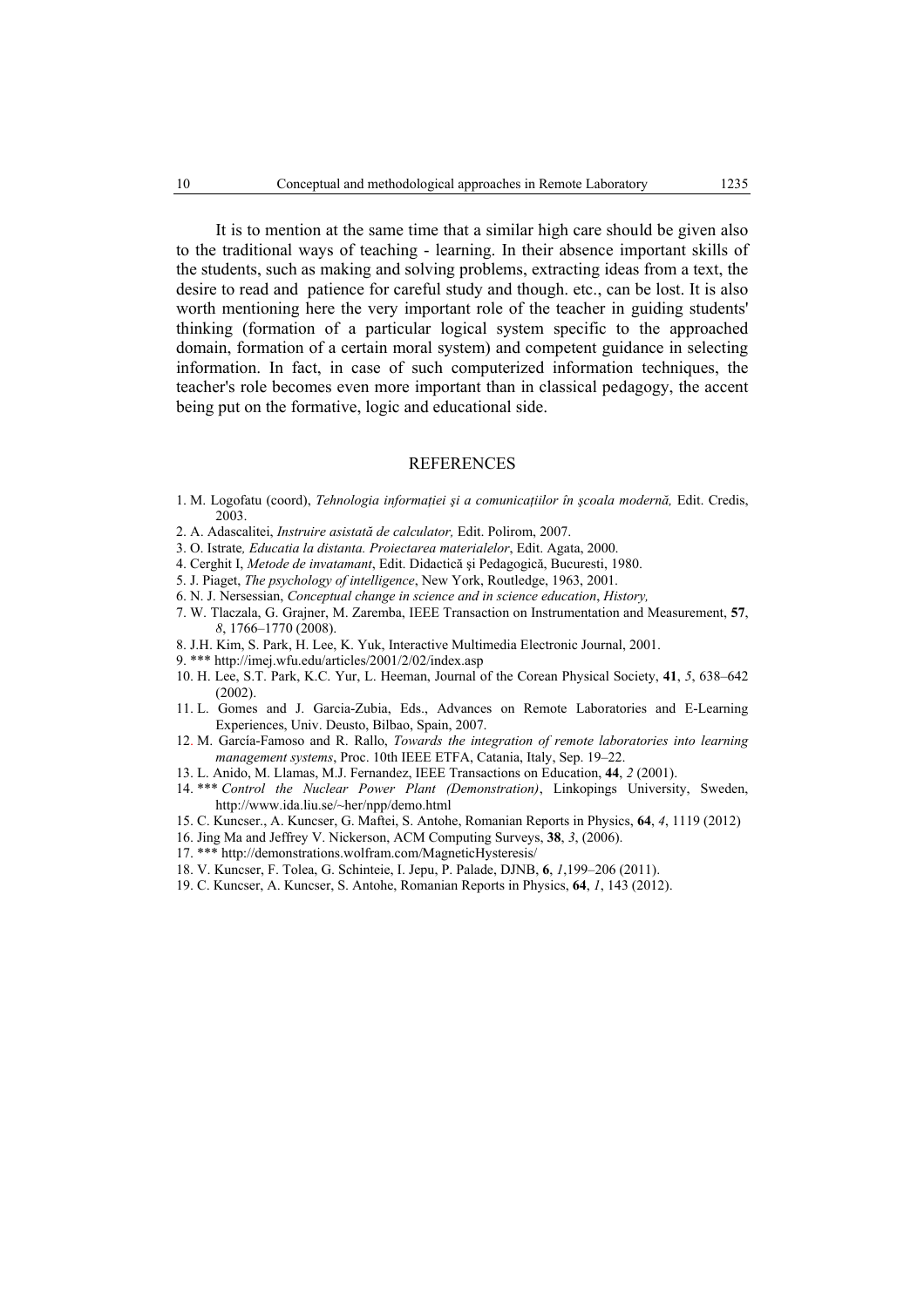It is to mention at the same time that a similar high care should be given also to the traditional ways of teaching - learning. In their absence important skills of the students, such as making and solving problems, extracting ideas from a text, the desire to read and patience for careful study and though. etc., can be lost. It is also worth mentioning here the very important role of the teacher in guiding students' thinking (formation of a particular logical system specific to the approached domain, formation of a certain moral system) and competent guidance in selecting information. In fact, in case of such computerized information techniques, the teacher's role becomes even more important than in classical pedagogy, the accent being put on the formative, logic and educational side.

## REFERENCES

1. M. Logofatu (coord), *Tehnologia informaţiei şi a comunicaţiilor în şcoala modernă,* Edit. Credis, 2003.
2. A. Adascalitei, *Instruire asistată de calculator,* Edit. Polirom, 2007.
3. O. Istrate*, Educatia la distanta. Proiectarea materialelor*, Edit. Agata, 2000.
4. Cerghit I, *Metode de invatamant*, Edit. Didactică şi Pedagogică, Bucuresti, 1980.
5. J. Piaget, *The psychology of intelligence*, New York, Routledge, 1963, 2001.
6. N. J. Nersessian, *Conceptual change in science and in science education*, *History,*
7. W. Tlaczala, G. Grajner, M. Zaremba, IEEE Transaction on Instrumentation and Measurement, **57**, *8*, 1766–1770 (2008).
8. J.H. Kim, S. Park, H. Lee, K. Yuk, Interactive Multimedia Electronic Journal, 2001.
9. *** http://imej.wfu.edu/articles/2001/2/02/index.asp
10. H. Lee, S.T. Park, K.C. Yur, L. Heeman, Journal of the Corean Physical Society, **41**, *5*, 638–642 (2002).
11. L. Gomes and J. Garcia-Zubia, Eds., Advances on Remote Laboratories and E-Learning Experiences, Univ. Deusto, Bilbao, Spain, 2007.
12. M. García-Famoso and R. Rallo, *Towards the integration of remote laboratories into learning management systems*, Proc. 10th IEEE ETFA, Catania, Italy, Sep. 19–22.
13. L. Anido, M. Llamas, M.J. Fernandez, IEEE Transactions on Education, **44**, *2* (2001).
14. *** *Control the Nuclear Power Plant (Demonstration)*, Linkopings University, Sweden, http://www.ida.liu.se/~her/npp/demo.html
15. C. Kuncser., A. Kuncser, G. Maftei, S. Antohe, Romanian Reports in Physics, **64**, *4*, 1119 (2012)
16. Jing Ma and Jeffrey V. Nickerson, ACM Computing Surveys, **38**, *3*, (2006).
17. *** http://demonstrations.wolfram.com/MagneticHysteresis/
18. V. Kuncser, F. Tolea, G. Schinteie, I. Jepu, P. Palade, DJNB, **6**, *1*,199–206 (2011).
19. C. Kuncser, A. Kuncser, S. Antohe, Romanian Reports in Physics, **64**, *1*, 143 (2012).